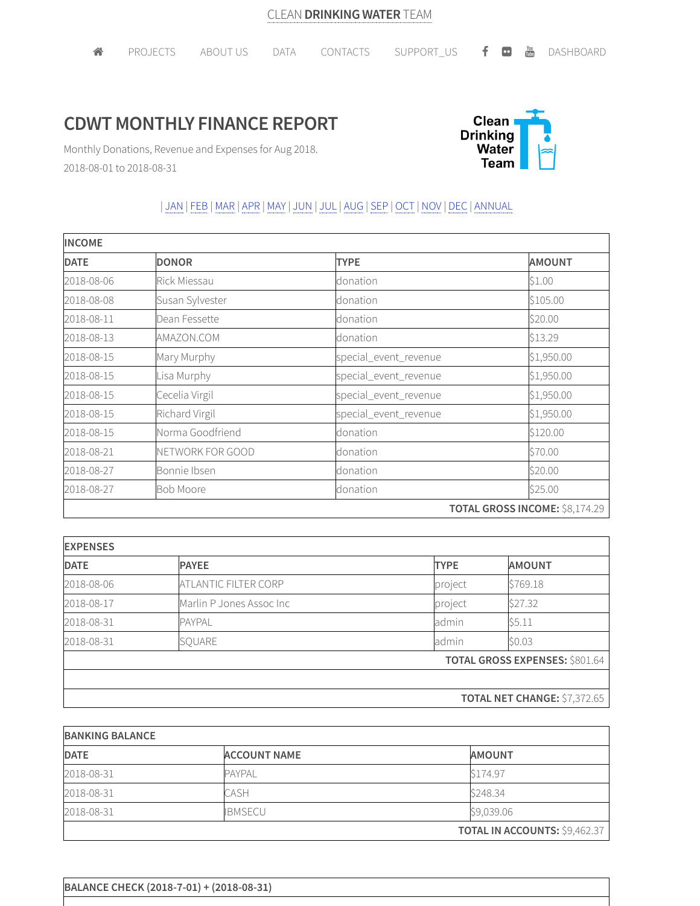CLEAN **DRINKING WATER** TEAM

PROJECTS | ABOUT US | DATA | CONTACTS | SUPPORT_US | DASHBOARD

# CDWT MONTHLY FINANCE REPORT

Monthly Donations, Revenue and Expenses for Aug 2018.

2018-08-01 to 2018-08-31

| JAN | FEB | MAR | APR | MAY | JUN | JUL | AUG | SEP | OCT | NOV | DEC | ANNUAL

| INCOME | | | |
|---|---|---|---|
| **DATE** | **DONOR** | **TYPE** | **AMOUNT** |
| 2018-08-06 | Rick Miessau | donation | $1.00 |
| 2018-08-08 | Susan Sylvester | donation | $105.00 |
| 2018-08-11 | Dean Fessette | donation | $20.00 |
| 2018-08-13 | AMAZON.COM | donation | $13.29 |
| 2018-08-15 | Mary Murphy | special_event_revenue | $1,950.00 |
| 2018-08-15 | Lisa Murphy | special_event_revenue | $1,950.00 |
| 2018-08-15 | Cecelia Virgil | special_event_revenue | $1,950.00 |
| 2018-08-15 | Richard Virgil | special_event_revenue | $1,950.00 |
| 2018-08-15 | Norma Goodfriend | donation | $120.00 |
| 2018-08-21 | NETWORK FOR GOOD | donation | $70.00 |
| 2018-08-27 | Bonnie Ibsen | donation | $20.00 |
| 2018-08-27 | Bob Moore | donation | $25.00 |
| | | | **TOTAL GROSS INCOME:** $8,174.29 |

| EXPENSES | | | |
|---|---|---|---|
| **DATE** | **PAYEE** | **TYPE** | **AMOUNT** |
| 2018-08-06 | ATLANTIC FILTER CORP | project | $769.18 |
| 2018-08-17 | Marlin P Jones Assoc Inc | project | $27.32 |
| 2018-08-31 | PAYPAL | admin | $5.11 |
| 2018-08-31 | SQUARE | admin | $0.03 |
| | | | **TOTAL GROSS EXPENSES:** $801.64 |
| | | | |
| | | | **TOTAL NET CHANGE:** $7,372.65 |

| BANKING BALANCE | | |
|---|---|---|
| **DATE** | **ACCOUNT NAME** | **AMOUNT** |
| 2018-08-31 | PAYPAL | $174.97 |
| 2018-08-31 | CASH | $248.34 |
| 2018-08-31 | IBMSECU | $9,039.06 |
| | | **TOTAL IN ACCOUNTS:** $9,462.37 |

**BALANCE CHECK (2018-7-01) + (2018-08-31)**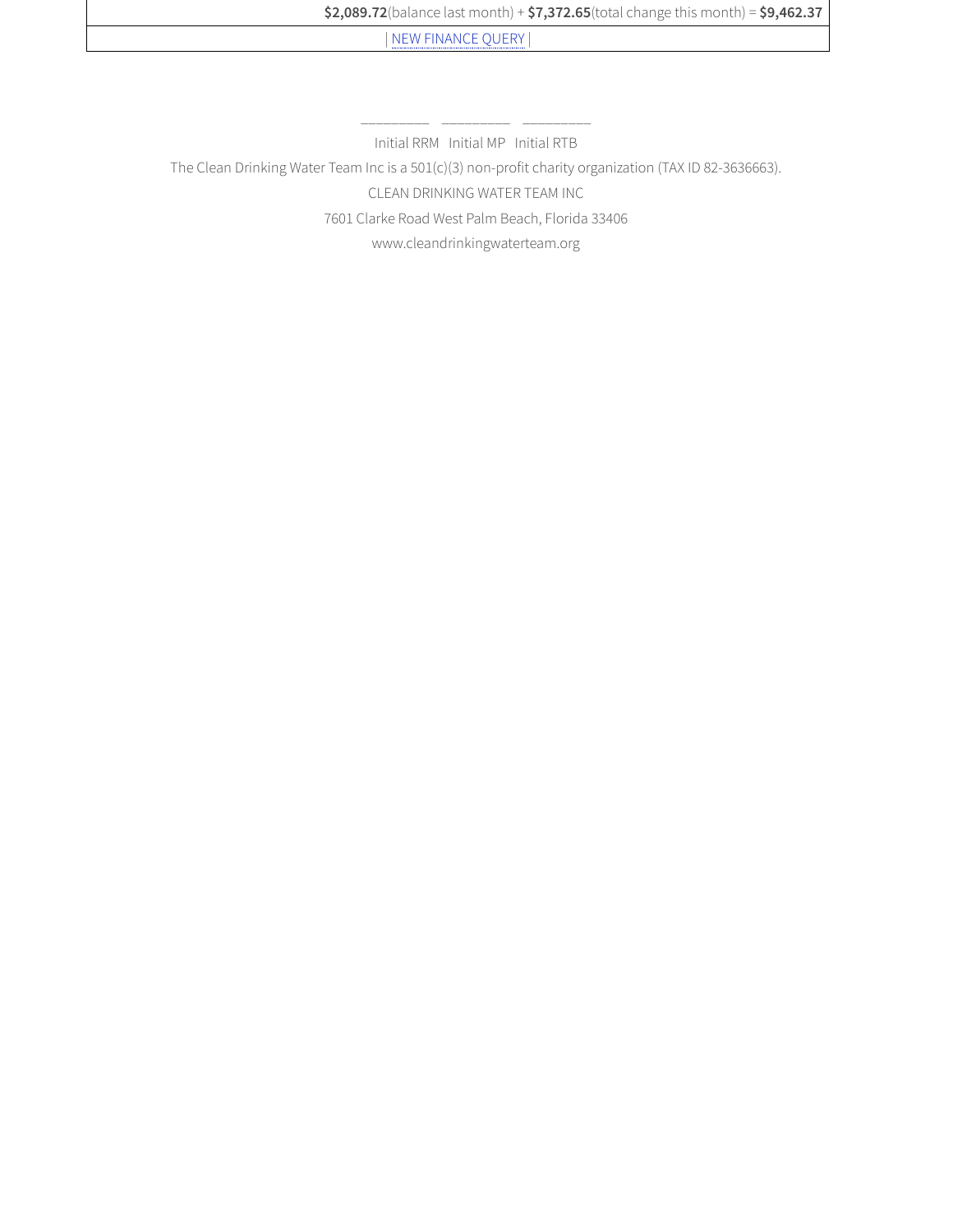| |
|---|
| **$2,089.72**(balance last month) + **$7,372.65**(total change this month) = **$9,462.37** |
| \| NEW FINANCE QUERY \| |

_________ _________ _________

Initial RRM Initial MP Initial RTB

The Clean Drinking Water Team Inc is a 501(c)(3) non-profit charity organization (TAX ID 82-3636663).

CLEAN DRINKING WATER TEAM INC

7601 Clarke Road West Palm Beach, Florida 33406

www.cleandrinkingwaterteam.org